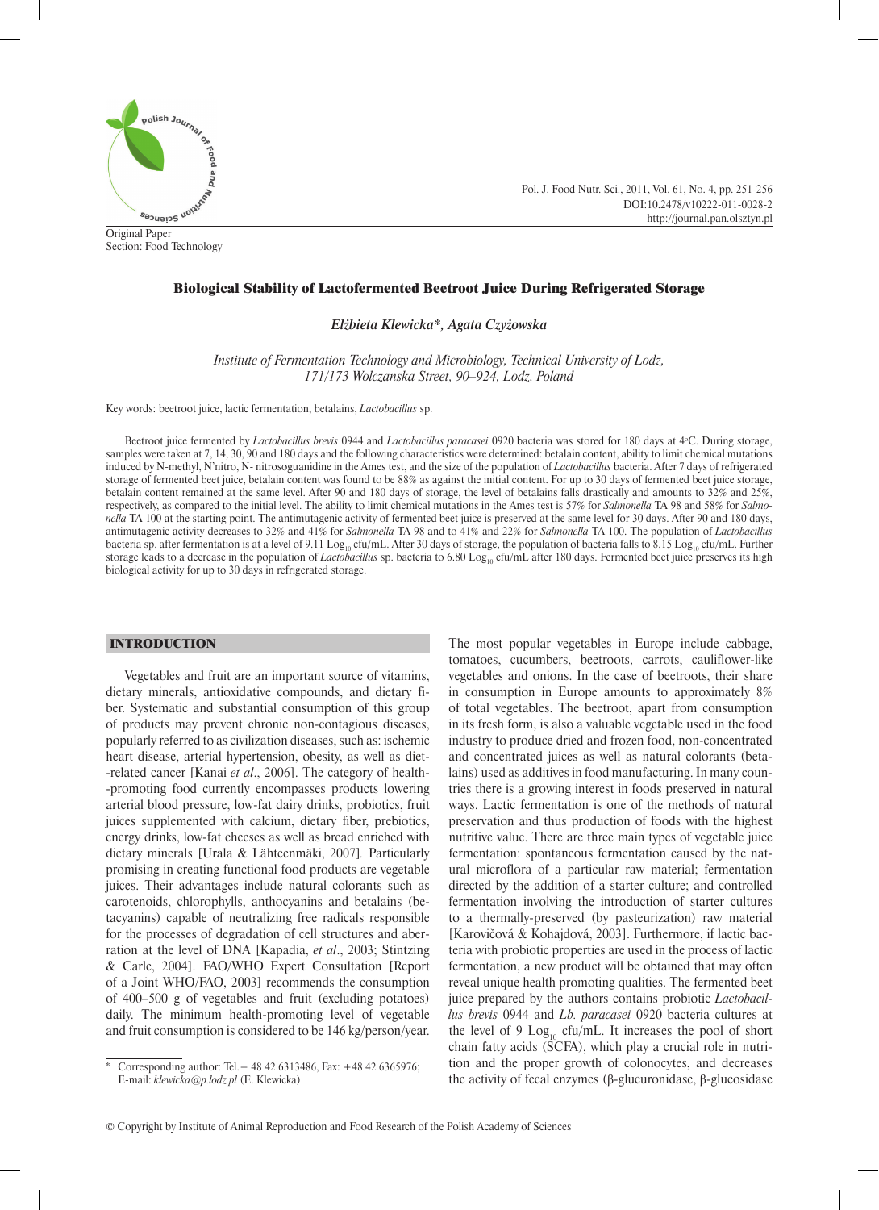Original Paper
Section: Food Technology

# Biological Stability of Lactofermented Beetroot Juice During Refrigerated Storage

*Elżbieta Klewicka\*, Agata Czyżowska*

*Institute of Fermentation Technology and Microbiology, Technical University of Lodz, 171/173 Wolczanska Street, 90–924, Lodz, Poland*

Key words: beetroot juice, lactic fermentation, betalains, *Lactobacillus* sp.

Beetroot juice fermented by *Lactobacillus brevis* 0944 and *Lactobacillus paracasei* 0920 bacteria was stored for 180 days at 4°C. During storage, samples were taken at 7, 14, 30, 90 and 180 days and the following characteristics were determined: betalain content, ability to limit chemical mutations induced by N-methyl, N'nitro, N- nitrosoguanidine in the Ames test, and the size of the population of *Lactobacillus* bacteria. After 7 days of refrigerated storage of fermented beet juice, betalain content was found to be 88% as against the initial content. For up to 30 days of fermented beet juice storage, betalain content remained at the same level. After 90 and 180 days of storage, the level of betalains falls drastically and amounts to 32% and 25%, respectively, as compared to the initial level. The ability to limit chemical mutations in the Ames test is 57% for *Salmonella* TA 98 and 58% for *Salmonella* TA 100 at the starting point. The antimutagenic activity of fermented beet juice is preserved at the same level for 30 days. After 90 and 180 days, antimutagenic activity decreases to 32% and 41% for *Salmonella* TA 98 and to 41% and 22% for *Salmonella* TA 100. The population of *Lactobacillus* bacteria sp. after fermentation is at a level of 9.11 $Log_{10}$ cfu/mL. After 30 days of storage, the population of bacteria falls to 8.15 $Log_{10}$ cfu/mL. Further storage leads to a decrease in the population of *Lactobacillus* sp. bacteria to 6.80 $Log_{10}$ cfu/mL after 180 days. Fermented beet juice preserves its high biological activity for up to 30 days in refrigerated storage.

## INTRODUCTION

Vegetables and fruit are an important source of vitamins, dietary minerals, antioxidative compounds, and dietary fiber. Systematic and substantial consumption of this group of products may prevent chronic non-contagious diseases, popularly referred to as civilization diseases, such as: ischemic heart disease, arterial hypertension, obesity, as well as diet-related cancer [Kanai *et al*., 2006]. The category of health-promoting food currently encompasses products lowering arterial blood pressure, low-fat dairy drinks, probiotics, fruit juices supplemented with calcium, dietary fiber, prebiotics, energy drinks, low-fat cheeses as well as bread enriched with dietary minerals [Urala & Lähteenmäki, 2007]. Particularly promising in creating functional food products are vegetable juices. Their advantages include natural colorants such as carotenoids, chlorophylls, anthocyanins and betalains (betacyanins) capable of neutralizing free radicals responsible for the processes of degradation of cell structures and aberration at the level of DNA [Kapadia, *et al*., 2003; Stintzing & Carle, 2004]. FAO/WHO Expert Consultation [Report of a Joint WHO/FAO, 2003] recommends the consumption of 400–500 g of vegetables and fruit (excluding potatoes) daily. The minimum health-promoting level of vegetable and fruit consumption is considered to be 146 kg/person/year. The most popular vegetables in Europe include cabbage, tomatoes, cucumbers, beetroots, carrots, cauliflower-like vegetables and onions. In the case of beetroots, their share in consumption in Europe amounts to approximately 8% of total vegetables. The beetroot, apart from consumption in its fresh form, is also a valuable vegetable used in the food industry to produce dried and frozen food, non-concentrated and concentrated juices as well as natural colorants (betalains) used as additives in food manufacturing. In many countries there is a growing interest in foods preserved in natural ways. Lactic fermentation is one of the methods of natural preservation and thus production of foods with the highest nutritive value. There are three main types of vegetable juice fermentation: spontaneous fermentation caused by the natural microflora of a particular raw material; fermentation directed by the addition of a starter culture; and controlled fermentation involving the introduction of starter cultures to a thermally-preserved (by pasteurization) raw material [Karovičová & Kohajdová, 2003]. Furthermore, if lactic bacteria with probiotic properties are used in the process of lactic fermentation, a new product will be obtained that may often reveal unique health promoting qualities. The fermented beet juice prepared by the authors contains probiotic *Lactobacillus brevis* 0944 and *Lb. paracasei* 0920 bacteria cultures at the level of 9 $Log_{10}$ cfu/mL. It increases the pool of short chain fatty acids (SCFA), which play a crucial role in nutrition and the proper growth of colonocytes, and decreases the activity of fecal enzymes (β-glucuronidase, β-glucosidase

\* Corresponding author: Tel.+ 48 42 6313486, Fax: +48 42 6365976; E-mail: *klewicka@p.lodz.pl* (E. Klewicka)

© Copyright by Institute of Animal Reproduction and Food Research of the Polish Academy of Sciences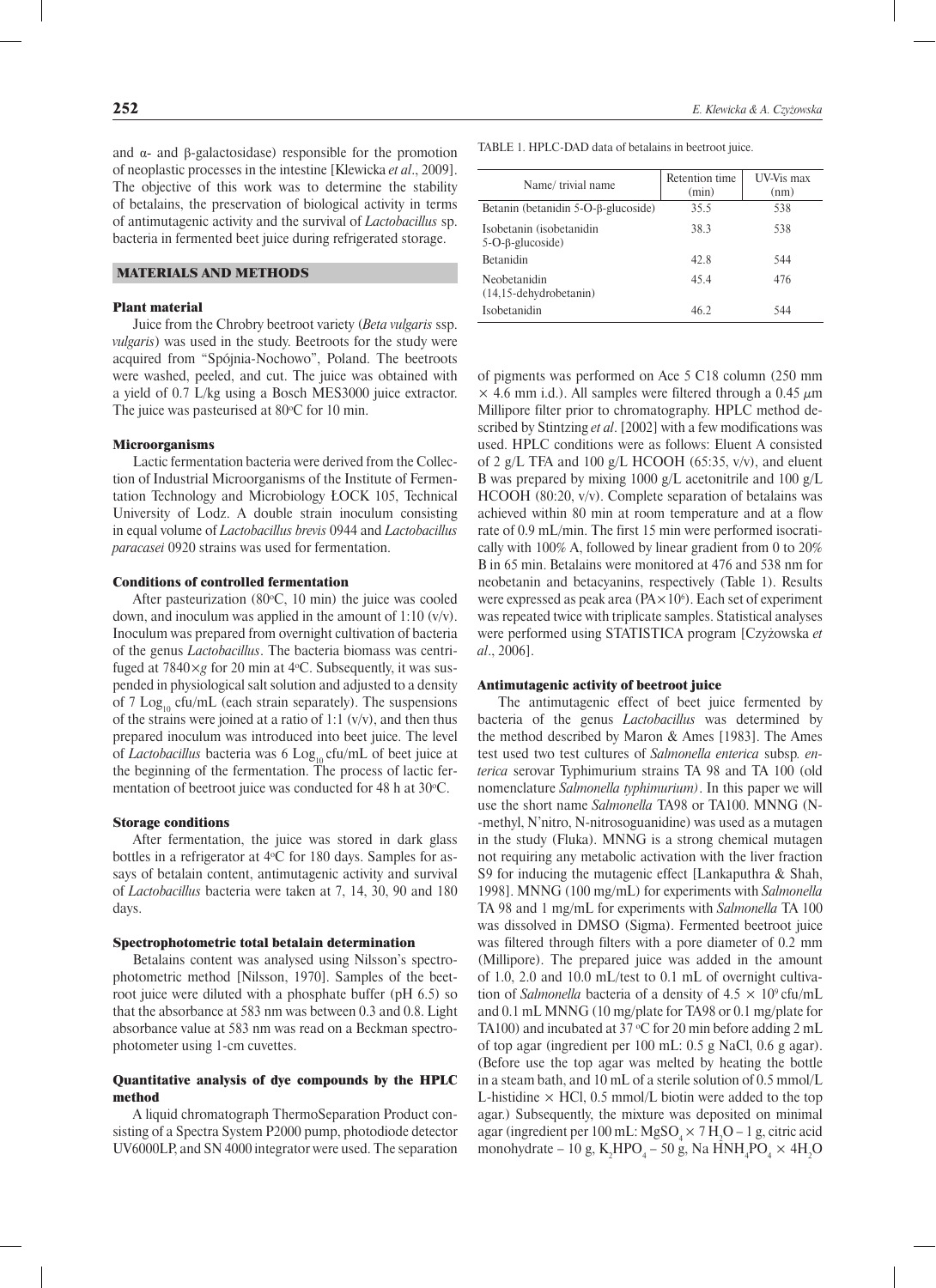and α- and β-galactosidase) responsible for the promotion of neoplastic processes in the intestine [Klewicka *et al*., 2009]. The objective of this work was to determine the stability of betalains, the preservation of biological activity in terms of antimutagenic activity and the survival of *Lactobacillus* sp. bacteria in fermented beet juice during refrigerated storage.

## MATERIALS AND METHODS

### Plant material

Juice from the Chrobry beetroot variety (*Beta vulgaris* ssp. *vulgaris*) was used in the study. Beetroots for the study were acquired from "Spójnia-Nochowo", Poland. The beetroots were washed, peeled, and cut. The juice was obtained with a yield of 0.7 L/kg using a Bosch MES3000 juice extractor. The juice was pasteurised at 80°C for 10 min.

### Microorganisms

Lactic fermentation bacteria were derived from the Collection of Industrial Microorganisms of the Institute of Fermentation Technology and Microbiology ŁOCK 105, Technical University of Lodz. A double strain inoculum consisting in equal volume of *Lactobacillus brevis* 0944 and *Lactobacillus paracasei* 0920 strains was used for fermentation.

### Conditions of controlled fermentation

After pasteurization (80°C, 10 min) the juice was cooled down, and inoculum was applied in the amount of 1:10 (v/v). Inoculum was prepared from overnight cultivation of bacteria of the genus *Lactobacillus*. The bacteria biomass was centrifuged at 7840×*g* for 20 min at 4°C. Subsequently, it was suspended in physiological salt solution and adjusted to a density of 7 $\text{Log}_{10}$ cfu/mL (each strain separately). The suspensions of the strains were joined at a ratio of 1:1 (v/v), and then thus prepared inoculum was introduced into beet juice. The level of *Lactobacillus* bacteria was 6 $\text{Log}_{10}$ cfu/mL of beet juice at the beginning of the fermentation. The process of lactic fermentation of beetroot juice was conducted for 48 h at 30°C.

### Storage conditions

After fermentation, the juice was stored in dark glass bottles in a refrigerator at 4°C for 180 days. Samples for assays of betalain content, antimutagenic activity and survival of *Lactobacillus* bacteria were taken at 7, 14, 30, 90 and 180 days.

### Spectrophotometric total betalain determination

Betalains content was analysed using Nilsson's spectrophotometric method [Nilsson, 1970]. Samples of the beetroot juice were diluted with a phosphate buffer (pH 6.5) so that the absorbance at 583 nm was between 0.3 and 0.8. Light absorbance value at 583 nm was read on a Beckman spectrophotometer using 1-cm cuvettes.

### Quantitative analysis of dye compounds by the HPLC method

A liquid chromatograph ThermoSeparation Product consisting of a Spectra System P2000 pump, photodiode detector UV6000LP, and SN 4000 integrator were used. The separation of pigments was performed on Ace 5 C18 column (250 mm × 4.6 mm i.d.). All samples were filtered through a 0.45 μm Millipore filter prior to chromatography. HPLC method described by Stintzing *et al*. [2002] with a few modifications was used. HPLC conditions were as follows: Eluent A consisted of 2 g/L TFA and 100 g/L HCOOH (65:35, v/v), and eluent B was prepared by mixing 1000 g/L acetonitrile and 100 g/L HCOOH (80:20, v/v). Complete separation of betalains was achieved within 80 min at room temperature and at a flow rate of 0.9 mL/min. The first 15 min were performed isocratically with 100% A, followed by linear gradient from 0 to 20% B in 65 min. Betalains were monitored at 476 and 538 nm for neobetanin and betacyanins, respectively (Table 1). Results were expressed as peak area (PA×$10^6$). Each set of experiment was repeated twice with triplicate samples. Statistical analyses were performed using STATISTICA program [Czyżowska *et al*., 2006].

TABLE 1. HPLC-DAD data of betalains in beetroot juice.

| Name/ trivial name | Retention time (min) | UV-Vis max (nm) |
|---|---|---|
| Betanin (betanidin 5-O-β-glucoside) | 35.5 | 538 |
| Isobetanin (isobetanidin 5-O-β-glucoside) | 38.3 | 538 |
| Betanidin | 42.8 | 544 |
| Neobetanidin (14,15-dehydrobetanin) | 45.4 | 476 |
| Isobetanidin | 46.2 | 544 |

### Antimutagenic activity of beetroot juice

The antimutagenic effect of beet juice fermented by bacteria of the genus *Lactobacillus* was determined by the method described by Maron & Ames [1983]. The Ames test used two test cultures of *Salmonella enterica* subsp*. enterica* serovar Typhimurium strains TA 98 and TA 100 (old nomenclature *Salmonella typhimurium)*. In this paper we will use the short name *Salmonella* TA98 or TA100. MNNG (N-methyl, N'nitro, N-nitrosoguanidine) was used as a mutagen in the study (Fluka). MNNG is a strong chemical mutagen not requiring any metabolic activation with the liver fraction S9 for inducing the mutagenic effect [Lankaputhra & Shah, 1998]. MNNG (100 mg/mL) for experiments with *Salmonella* TA 98 and 1 mg/mL for experiments with *Salmonella* TA 100 was dissolved in DMSO (Sigma). Fermented beetroot juice was filtered through filters with a pore diameter of 0.2 mm (Millipore). The prepared juice was added in the amount of 1.0, 2.0 and 10.0 mL/test to 0.1 mL of overnight cultivation of *Salmonella* bacteria of a density of 4.5 × $10^9$ cfu/mL and 0.1 mL MNNG (10 mg/plate for TA98 or 0.1 mg/plate for TA100) and incubated at 37 °C for 20 min before adding 2 mL of top agar (ingredient per 100 mL: 0.5 g NaCl, 0.6 g agar). (Before use the top agar was melted by heating the bottle in a steam bath, and 10 mL of a sterile solution of 0.5 mmol/L L-histidine × HCl, 0.5 mmol/L biotin were added to the top agar.) Subsequently, the mixture was deposited on minimal agar (ingredient per 100 mL: $MgSO_4 \times 7H_2O$ – 1 g, citric acid monohydrate – 10 g, $K_2HPO_4$ – 50 g, $NaHNH_4PO_4 \times 4H_2O$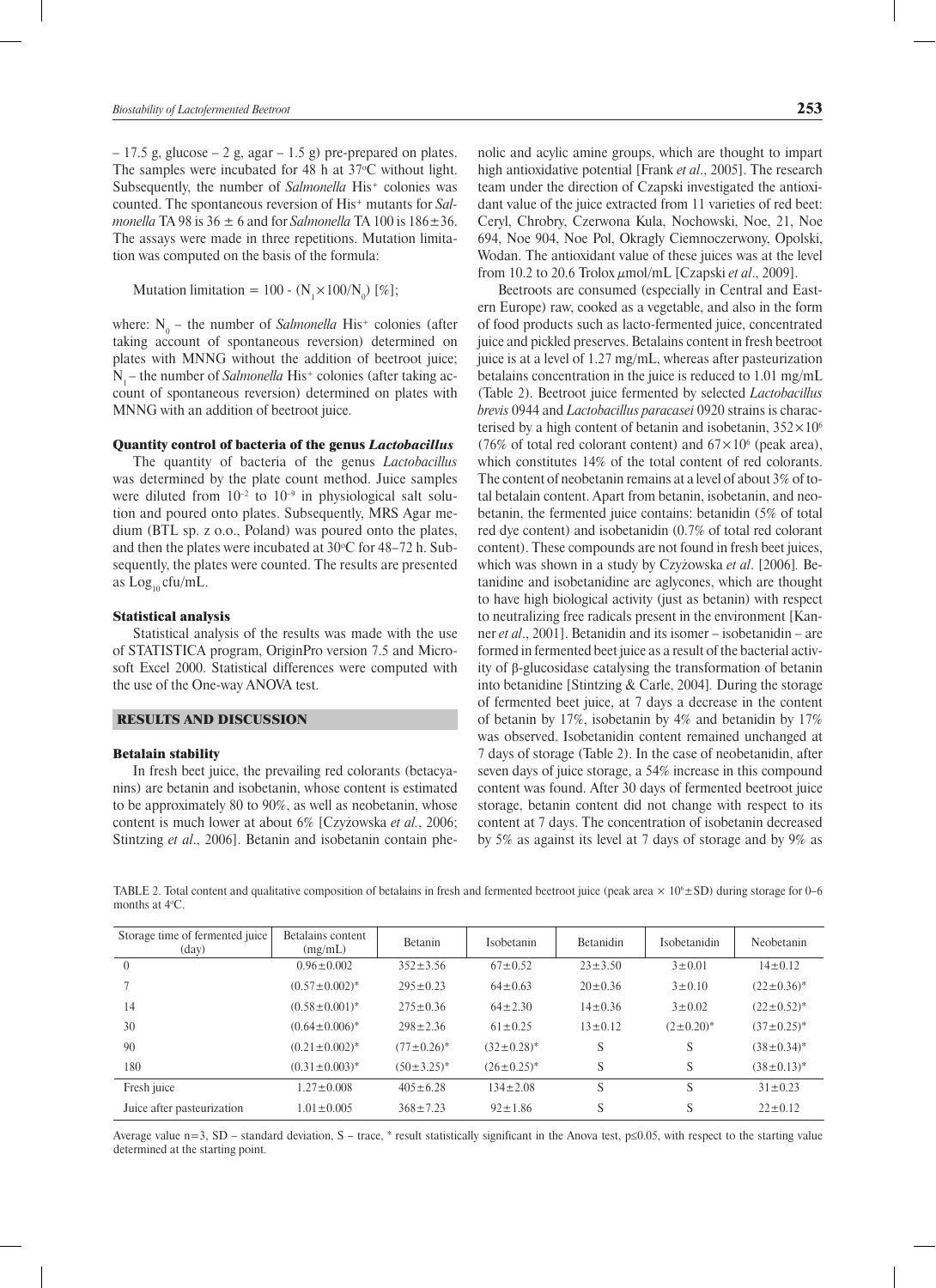– 17.5 g, glucose – 2 g, agar – 1.5 g) pre-prepared on plates. The samples were incubated for 48 h at 37°C without light. Subsequently, the number of *Salmonella* His[+] colonies was counted. The spontaneous reversion of His[+] mutants for *Salmonella* TA 98 is 36 ± 6 and for *Salmonella* TA 100 is 186±36. The assays were made in three repetitions. Mutation limitation was computed on the basis of the formula:

$$\text{Mutation limitation} = 100 - (N_1 \times 100/N_0)\ [\%];$$

where: $N_0$ – the number of *Salmonella* His[+] colonies (after taking account of spontaneous reversion) determined on plates with MNNG without the addition of beetroot juice; $N_1$ – the number of *Salmonella* His[+] colonies (after taking account of spontaneous reversion) determined on plates with MNNG with an addition of beetroot juice.

### Quantity control of bacteria of the genus *Lactobacillus*

The quantity of bacteria of the genus *Lactobacillus* was determined by the plate count method. Juice samples were diluted from $10^{-2}$ to $10^{-9}$ in physiological salt solution and poured onto plates. Subsequently, MRS Agar medium (BTL sp. z o.o., Poland) was poured onto the plates, and then the plates were incubated at 30°C for 48–72 h. Subsequently, the plates were counted. The results are presented as $\text{Log}_{10}$ cfu/mL.

### Statistical analysis

Statistical analysis of the results was made with the use of STATISTICA program, OriginPro version 7.5 and Microsoft Excel 2000. Statistical differences were computed with the use of the One-way ANOVA test.

## RESULTS AND DISCUSSION

### Betalain stability

In fresh beet juice, the prevailing red colorants (betacyanins) are betanin and isobetanin, whose content is estimated to be approximately 80 to 90%, as well as neobetanin, whose content is much lower at about 6% [Czyżowska *et al.*, 2006; Stintzing *et al*., 2006]. Betanin and isobetanin contain phenolic and acylic amine groups, which are thought to impart high antioxidative potential [Frank *et al*., 2005]. The research team under the direction of Czapski investigated the antioxidant value of the juice extracted from 11 varieties of red beet: Ceryl, Chrobry, Czerwona Kula, Nochowski, Noe, 21, Noe 694, Noe 904, Noe Pol, Okragły Ciemnoczerwony, Opolski, Wodan. The antioxidant value of these juices was at the level from 10.2 to 20.6 Trolox μmol/mL [Czapski *et al*., 2009].

Beetroots are consumed (especially in Central and Eastern Europe) raw, cooked as a vegetable, and also in the form of food products such as lacto-fermented juice, concentrated juice and pickled preserves. Betalains content in fresh beetroot juice is at a level of 1.27 mg/mL, whereas after pasteurization betalains concentration in the juice is reduced to 1.01 mg/mL (Table 2). Beetroot juice fermented by selected *Lactobacillus brevis* 0944 and *Lactobacillus paracasei* 0920 strains is characterised by a high content of betanin and isobetanin, $352\times10^6$ (76% of total red colorant content) and $67\times10^6$ (peak area), which constitutes 14% of the total content of red colorants. The content of neobetanin remains at a level of about 3% of total betalain content. Apart from betanin, isobetanin, and neobetanin, the fermented juice contains: betanidin (5% of total red dye content) and isobetanidin (0.7% of total red colorant content). These compounds are not found in fresh beet juices, which was shown in a study by Czyżowska *et al*. [2006]. Betanidine and isobetanidine are aglycones, which are thought to have high biological activity (just as betanin) with respect to neutralizing free radicals present in the environment [Kanner *et al*., 2001]. Betanidin and its isomer – isobetanidin – are formed in fermented beet juice as a result of the bacterial activity of β-glucosidase catalysing the transformation of betanin into betanidine [Stintzing & Carle, 2004]. During the storage of fermented beet juice, at 7 days a decrease in the content of betanin by 17%, isobetanin by 4% and betanidin by 17% was observed. Isobetanidin content remained unchanged at 7 days of storage (Table 2). In the case of neobetanidin, after seven days of juice storage, a 54% increase in this compound content was found. After 30 days of fermented beetroot juice storage, betanin content did not change with respect to its content at 7 days. The concentration of isobetanin decreased by 5% as against its level at 7 days of storage and by 9% as

TABLE 2. Total content and qualitative composition of betalains in fresh and fermented beetroot juice (peak area × $10^6$±SD) during storage for 0–6 months at 4°C.

| Storage time of fermented juice (day) | Betalains content (mg/mL) | Betanin | Isobetanin | Betanidin | Isobetanidin | Neobetanin |
|---|---|---|---|---|---|---|
| 0 | 0.96±0.002 | 352±3.56 | 67±0.52 | 23±3.50 | 3±0.01 | 14±0.12 |
| 7 | (0.57±0.002)* | 295±0.23 | 64±0.63 | 20±0.36 | 3±0.10 | (22±0.36)* |
| 14 | (0.58±0.001)* | 275±0.36 | 64±2.30 | 14±0.36 | 3±0.02 | (22±0.52)* |
| 30 | (0.64±0.006)* | 298±2.36 | 61±0.25 | 13±0.12 | (2±0.20)* | (37±0.25)* |
| 90 | (0.21±0.002)* | (77±0.26)* | (32±0.28)* | S | S | (38±0.34)* |
| 180 | (0.31±0.003)* | (50±3.25)* | (26±0.25)* | S | S | (38±0.13)* |
| Fresh juice | 1.27±0.008 | 405±6.28 | 134±2.08 | S | S | 31±0.23 |
| Juice after pasteurization | 1.01±0.005 | 368±7.23 | 92±1.86 | S | S | 22±0.12 |

Average value n=3, SD – standard deviation, S – trace, * result statistically significant in the Anova test, p≤0.05, with respect to the starting value determined at the starting point.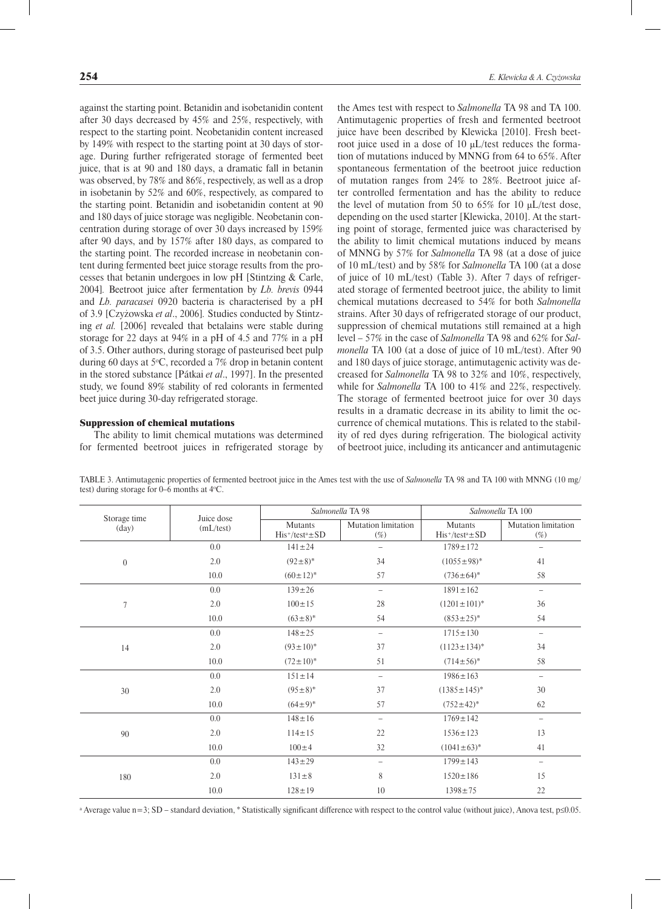against the starting point. Betanidin and isobetanidin content after 30 days decreased by 45% and 25%, respectively, with respect to the starting point. Neobetanidin content increased by 149% with respect to the starting point at 30 days of storage. During further refrigerated storage of fermented beet juice, that is at 90 and 180 days, a dramatic fall in betanin was observed, by 78% and 86%, respectively, as well as a drop in isobetanin by 52% and 60%, respectively, as compared to the starting point. Betanidin and isobetanidin content at 90 and 180 days of juice storage was negligible. Neobetanin concentration during storage of over 30 days increased by 159% after 90 days, and by 157% after 180 days, as compared to the starting point. The recorded increase in neobetanin content during fermented beet juice storage results from the processes that betanin undergoes in low pH [Stintzing & Carle, 2004]. Beetroot juice after fermentation by *Lb. brevis* 0944 and *Lb. paracasei* 0920 bacteria is characterised by a pH of 3.9 [Czyżowska *et al*., 2006]. Studies conducted by Stintzing *et al.* [2006] revealed that betalains were stable during storage for 22 days at 94% in a pH of 4.5 and 77% in a pH of 3.5. Other authors, during storage of pasteurised beet pulp during 60 days at 5°C, recorded a 7% drop in betanin content in the stored substance [Pátkai *et al*., 1997]. In the presented study, we found 89% stability of red colorants in fermented beet juice during 30-day refrigerated storage.

### Suppression of chemical mutations

The ability to limit chemical mutations was determined for fermented beetroot juices in refrigerated storage by the Ames test with respect to *Salmonella* TA 98 and TA 100. Antimutagenic properties of fresh and fermented beetroot juice have been described by Klewicka [2010]. Fresh beetroot juice used in a dose of 10 μL/test reduces the formation of mutations induced by MNNG from 64 to 65%. After spontaneous fermentation of the beetroot juice reduction of mutation ranges from 24% to 28%. Beetroot juice after controlled fermentation and has the ability to reduce the level of mutation from 50 to 65% for 10 μL/test dose, depending on the used starter [Klewicka, 2010]. At the starting point of storage, fermented juice was characterised by the ability to limit chemical mutations induced by means of MNNG by 57% for *Salmonella* TA 98 (at a dose of juice of 10 mL/test) and by 58% for *Salmonella* TA 100 (at a dose of juice of 10 mL/test) (Table 3). After 7 days of refrigerated storage of fermented beetroot juice, the ability to limit chemical mutations decreased to 54% for both *Salmonella* strains. After 30 days of refrigerated storage of our product, suppression of chemical mutations still remained at a high level – 57% in the case of *Salmonella* TA 98 and 62% for *Salmonella* TA 100 (at a dose of juice of 10 mL/test). After 90 and 180 days of juice storage, antimutagenic activity was decreased for *Salmonella* TA 98 to 32% and 10%, respectively, while for *Salmonella* TA 100 to 41% and 22%, respectively. The storage of fermented beetroot juice for over 30 days results in a dramatic decrease in its ability to limit the occurrence of chemical mutations. This is related to the stability of red dyes during refrigeration. The biological activity of beetroot juice, including its anticancer and antimutagenic

TABLE 3. Antimutagenic properties of fermented beetroot juice in the Ames test with the use of *Salmonella* TA 98 and TA 100 with MNNG (10 mg/test) during storage for 0–6 months at 4°C.

| Storage time (day) | Juice dose (mL/test) | *Salmonella* TA 98 | | *Salmonella* TA 100 | |
|---|---|---|---|---|---|
| | | Mutants His⁺/test[a]±SD | Mutation limitation (%) | Mutants His⁺/test[a]±SD | Mutation limitation (%) |
| 0 | 0.0 | 141±24 | – | 1789±172 | – |
| | 2.0 | (92±8)* | 34 | (1055±98)* | 41 |
| | 10.0 | (60±12)* | 57 | (736±64)* | 58 |
| 7 | 0.0 | 139±26 | – | 1891±162 | – |
| | 2.0 | 100±15 | 28 | (1201±101)* | 36 |
| | 10.0 | (63±8)* | 54 | (853±25)* | 54 |
| 14 | 0.0 | 148±25 | – | 1715±130 | – |
| | 2.0 | (93±10)* | 37 | (1123±134)* | 34 |
| | 10.0 | (72±10)* | 51 | (714±56)* | 58 |
| 30 | 0.0 | 151±14 | – | 1986±163 | – |
| | 2.0 | (95±8)* | 37 | (1385±145)* | 30 |
| | 10.0 | (64±9)* | 57 | (752±42)* | 62 |
| 90 | 0.0 | 148±16 | – | 1769±142 | – |
| | 2.0 | 114±15 | 22 | 1536±123 | 13 |
| | 10.0 | 100±4 | 32 | (1041±63)* | 41 |
| 180 | 0.0 | 143±29 | – | 1799±143 | – |
| | 2.0 | 131±8 | 8 | 1520±186 | 15 |
| | 10.0 | 128±19 | 10 | 1398±75 | 22 |

[a] Average value n=3; SD – standard deviation, * Statistically significant difference with respect to the control value (without juice), Anova test, p≤0.05.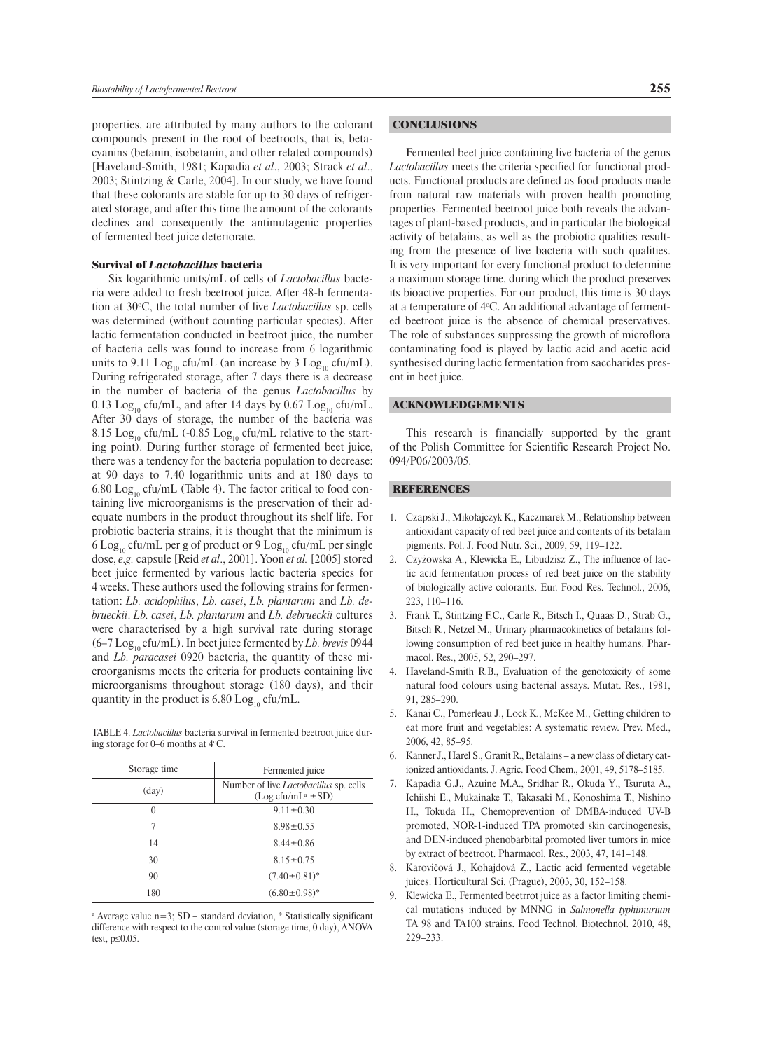properties, are attributed by many authors to the colorant compounds present in the root of beetroots, that is, betacyanins (betanin, isobetanin, and other related compounds) [Haveland-Smith, 1981; Kapadia *et al*., 2003; Strack *et al*., 2003; Stintzing & Carle, 2004]. In our study, we have found that these colorants are stable for up to 30 days of refrigerated storage, and after this time the amount of the colorants declines and consequently the antimutagenic properties of fermented beet juice deteriorate.

### Survival of *Lactobacillus* bacteria

Six logarithmic units/mL of cells of *Lactobacillus* bacteria were added to fresh beetroot juice. After 48-h fermentation at 30°C, the total number of live *Lactobacillus* sp. cells was determined (without counting particular species). After lactic fermentation conducted in beetroot juice, the number of bacteria cells was found to increase from 6 logarithmic units to 9.11 $Log_{10}$ cfu/mL (an increase by 3 $Log_{10}$ cfu/mL). During refrigerated storage, after 7 days there is a decrease in the number of bacteria of the genus *Lactobacillus* by 0.13 $Log_{10}$ cfu/mL, and after 14 days by 0.67 $Log_{10}$ cfu/mL. After 30 days of storage, the number of the bacteria was 8.15 $Log_{10}$ cfu/mL (-0.85 $Log_{10}$ cfu/mL relative to the starting point). During further storage of fermented beet juice, there was a tendency for the bacteria population to decrease: at 90 days to 7.40 logarithmic units and at 180 days to 6.80 $Log_{10}$ cfu/mL (Table 4). The factor critical to food containing live microorganisms is the preservation of their adequate numbers in the product throughout its shelf life. For probiotic bacteria strains, it is thought that the minimum is 6 $Log_{10}$ cfu/mL per g of product or 9 $Log_{10}$ cfu/mL per single dose, *e.g.* capsule [Reid *et al*., 2001]. Yoon *et al.* [2005] stored beet juice fermented by various lactic bacteria species for 4 weeks. These authors used the following strains for fermentation: *Lb. acidophilus*, *Lb. casei*, *Lb. plantarum* and *Lb. debrueckii*. *Lb. casei*, *Lb. plantarum* and *Lb. debrueckii* cultures were characterised by a high survival rate during storage (6–7 $Log_{10}$ cfu/mL). In beet juice fermented by *Lb. brevis* 0944 and *Lb. paracasei* 0920 bacteria, the quantity of these microorganisms meets the criteria for products containing live microorganisms throughout storage (180 days), and their quantity in the product is 6.80 $Log_{10}$ cfu/mL.

TABLE 4. *Lactobacillus* bacteria survival in fermented beetroot juice during storage for 0–6 months at 4°C.

| Storage time | Fermented juice |
|---|---|
| (day) | Number of live *Lactobacillus* sp. cells (Log cfu/mL[a] ±SD) |
| 0 | 9.11±0.30 |
| 7 | 8.98±0.55 |
| 14 | 8.44±0.86 |
| 30 | 8.15±0.75 |
| 90 | (7.40±0.81)* |
| 180 | (6.80±0.98)* |

[a] Average value n=3; SD – standard deviation, * Statistically significant difference with respect to the control value (storage time, 0 day), ANOVA test, p≤0.05.

## CONCLUSIONS

Fermented beet juice containing live bacteria of the genus *Lactobacillus* meets the criteria specified for functional products. Functional products are defined as food products made from natural raw materials with proven health promoting properties. Fermented beetroot juice both reveals the advantages of plant-based products, and in particular the biological activity of betalains, as well as the probiotic qualities resulting from the presence of live bacteria with such qualities. It is very important for every functional product to determine a maximum storage time, during which the product preserves its bioactive properties. For our product, this time is 30 days at a temperature of 4°C. An additional advantage of fermented beetroot juice is the absence of chemical preservatives. The role of substances suppressing the growth of microflora contaminating food is played by lactic acid and acetic acid synthesised during lactic fermentation from saccharides present in beet juice.

## ACKNOWLEDGEMENTS

This research is financially supported by the grant of the Polish Committee for Scientific Research Project No. 094/P06/2003/05.

## REFERENCES

1. Czapski J., Mikołajczyk K., Kaczmarek M., Relationship between antioxidant capacity of red beet juice and contents of its betalain pigments. Pol. J. Food Nutr. Sci., 2009, 59, 119–122.
2. Czyżowska A., Klewicka E., Libudzisz Z., The influence of lactic acid fermentation process of red beet juice on the stability of biologically active colorants. Eur. Food Res. Technol., 2006, 223, 110–116.
3. Frank T., Stintzing F.C., Carle R., Bitsch I., Quaas D., Strab G., Bitsch R., Netzel M., Urinary pharmacokinetics of betalains following consumption of red beet juice in healthy humans. Pharmacol. Res., 2005, 52, 290–297.
4. Haveland-Smith R.B., Evaluation of the genotoxicity of some natural food colours using bacterial assays. Mutat. Res., 1981, 91, 285–290.
5. Kanai C., Pomerleau J., Lock K., McKee M., Getting children to eat more fruit and vegetables: A systematic review. Prev. Med., 2006, 42, 85–95.
6. Kanner J., Harel S., Granit R., Betalains – a new class of dietary cationized antioxidants. J. Agric. Food Chem., 2001, 49, 5178–5185.
7. Kapadia G.J., Azuine M.A., Sridhar R., Okuda Y., Tsuruta A., Ichiishi E., Mukainake T., Takasaki M., Konoshima T., Nishino H., Tokuda H., Chemoprevention of DMBA-induced UV-B promoted, NOR-1-induced TPA promoted skin carcinogenesis, and DEN-induced phenobarbital promoted liver tumors in mice by extract of beetroot. Pharmacol. Res., 2003, 47, 141–148.
8. Karovičová J., Kohajdová Z., Lactic acid fermented vegetable juices. Horticultural Sci. (Prague), 2003, 30, 152–158.
9. Klewicka E., Fermented beetrrot juice as a factor limiting chemical mutations induced by MNNG in *Salmonella typhimurium* TA 98 and TA100 strains. Food Technol. Biotechnol. 2010, 48, 229–233.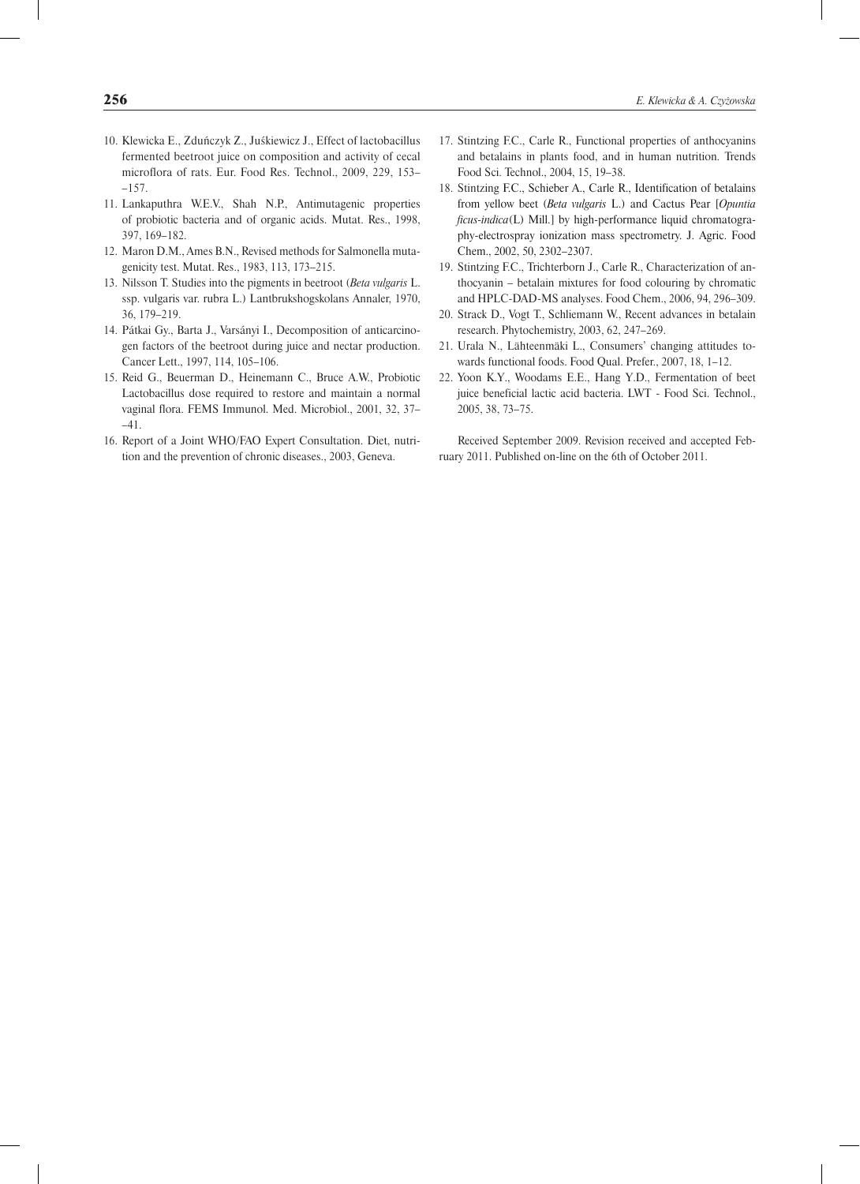10. Klewicka E., Zduńczyk Z., Juśkiewicz J., Effect of lactobacillus fermented beetroot juice on composition and activity of cecal microflora of rats. Eur. Food Res. Technol., 2009, 229, 153–157.
11. Lankaputhra W.E.V., Shah N.P., Antimutagenic properties of probiotic bacteria and of organic acids. Mutat. Res., 1998, 397, 169–182.
12. Maron D.M., Ames B.N., Revised methods for Salmonella mutagenicity test. Mutat. Res., 1983, 113, 173–215.
13. Nilsson T. Studies into the pigments in beetroot (*Beta vulgaris* L. ssp. vulgaris var. rubra L.) Lantbrukshogskolans Annaler, 1970, 36, 179–219.
14. Pátkai Gy., Barta J., Varsányi I., Decomposition of anticarcinogen factors of the beetroot during juice and nectar production. Cancer Lett., 1997, 114, 105–106.
15. Reid G., Beuerman D., Heinemann C., Bruce A.W., Probiotic Lactobacillus dose required to restore and maintain a normal vaginal flora. FEMS Immunol. Med. Microbiol., 2001, 32, 37–41.
16. Report of a Joint WHO/FAO Expert Consultation. Diet, nutrition and the prevention of chronic diseases., 2003, Geneva.
17. Stintzing F.C., Carle R., Functional properties of anthocyanins and betalains in plants food, and in human nutrition. Trends Food Sci. Technol., 2004, 15, 19–38.
18. Stintzing F.C., Schieber A., Carle R., Identification of betalains from yellow beet (*Beta vulgaris* L.) and Cactus Pear [*Opuntia ficus-indica* (L) Mill.] by high-performance liquid chromatography-electrospray ionization mass spectrometry. J. Agric. Food Chem., 2002, 50, 2302–2307.
19. Stintzing F.C., Trichterborn J., Carle R., Characterization of anthocyanin – betalain mixtures for food colouring by chromatic and HPLC-DAD-MS analyses. Food Chem., 2006, 94, 296–309.
20. Strack D., Vogt T., Schliemann W., Recent advances in betalain research. Phytochemistry, 2003, 62, 247–269.
21. Urala N., Lähteenmäki L., Consumers' changing attitudes towards functional foods. Food Qual. Prefer., 2007, 18, 1–12.
22. Yoon K.Y., Woodams E.E., Hang Y.D., Fermentation of beet juice beneficial lactic acid bacteria. LWT - Food Sci. Technol., 2005, 38, 73–75.

Received September 2009. Revision received and accepted February 2011. Published on-line on the 6th of October 2011.